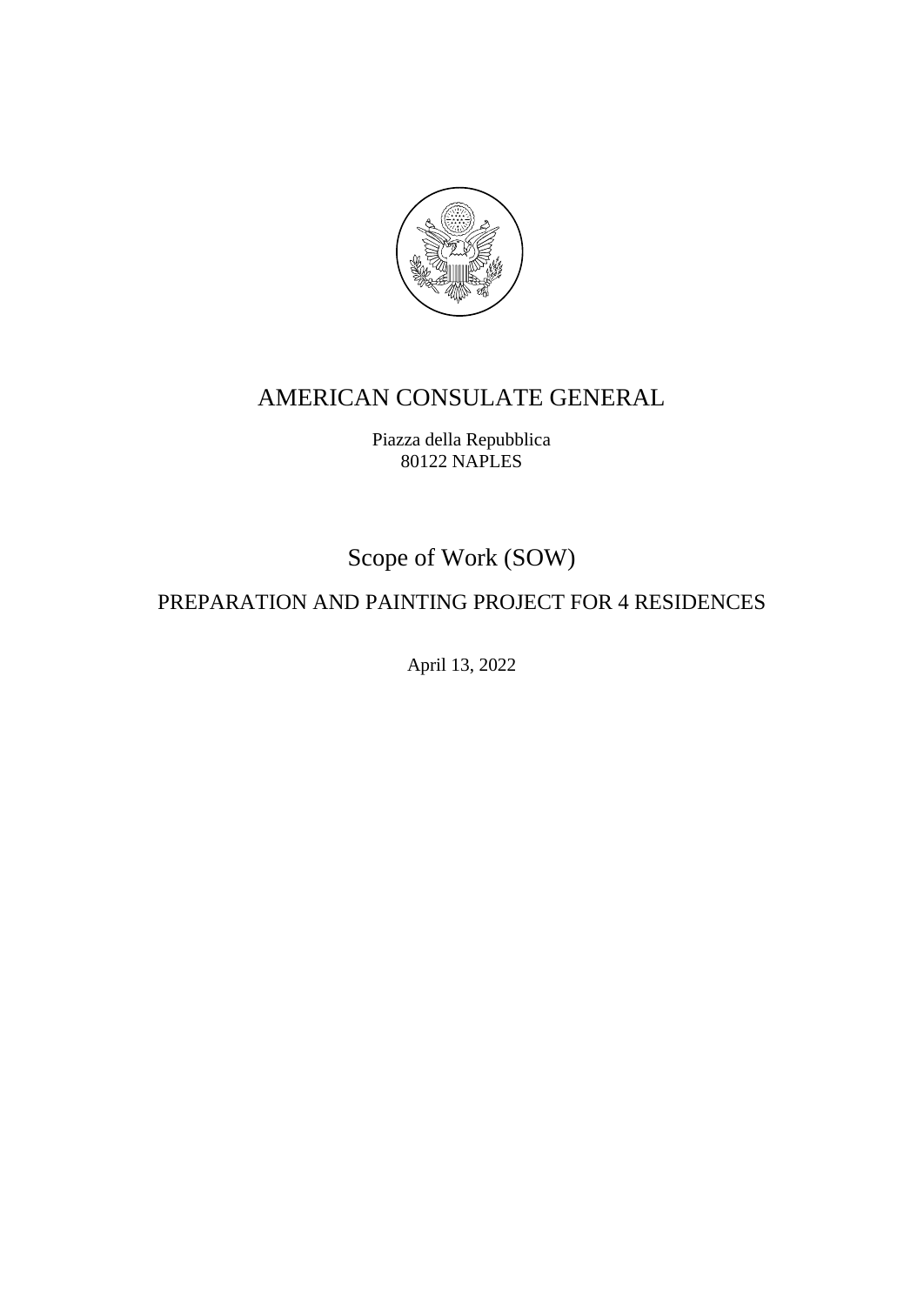# AMERICAN CONSULATE GENERAL

Piazza della Repubblica
80122 NAPLES

## Scope of Work (SOW)

## PREPARATION AND PAINTING PROJECT FOR 4 RESIDENCES

April 13, 2022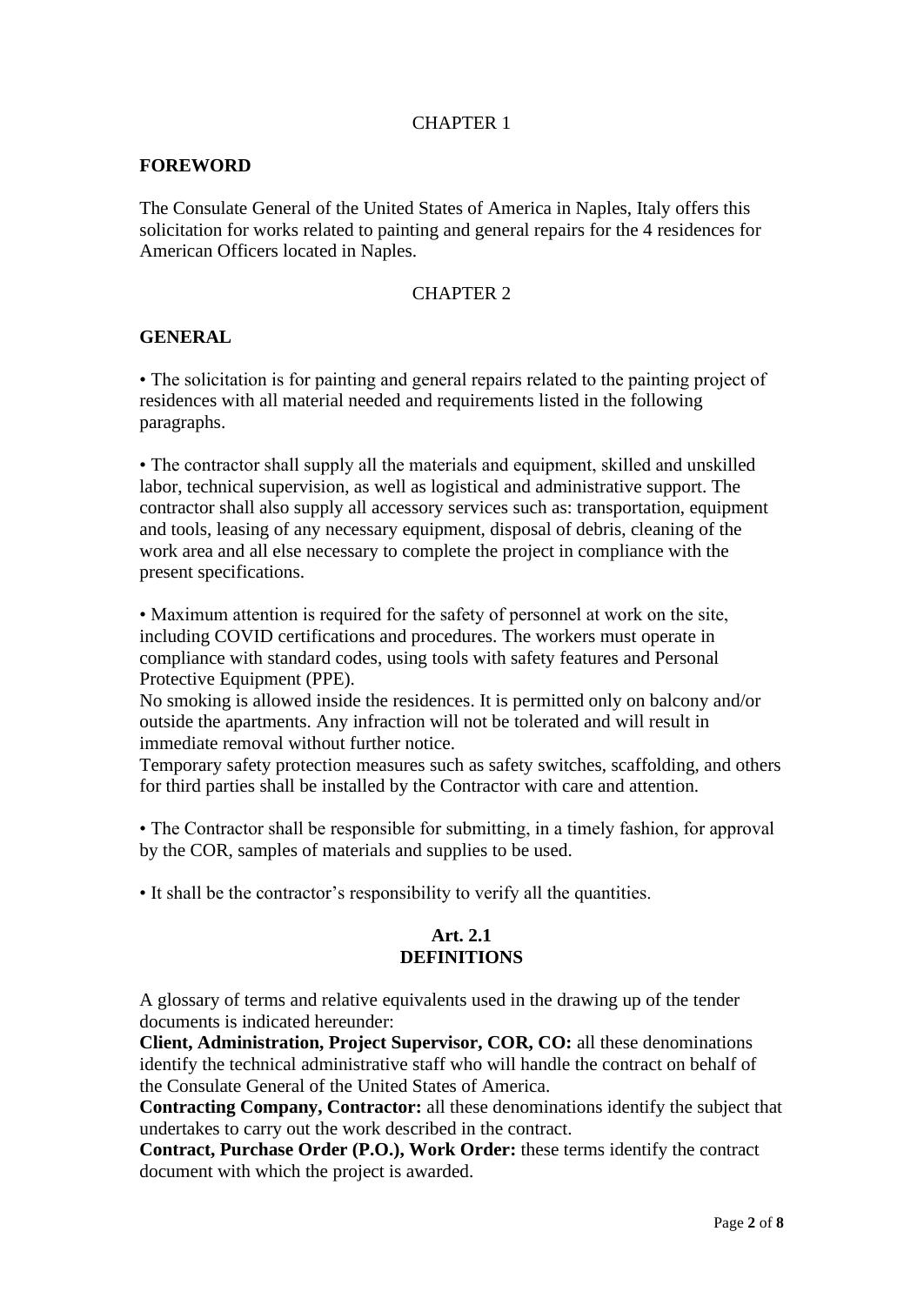# CHAPTER 1

## FOREWORD

The Consulate General of the United States of America in Naples, Italy offers this solicitation for works related to painting and general repairs for the 4 residences for American Officers located in Naples.

# CHAPTER 2

## GENERAL

• The solicitation is for painting and general repairs related to the painting project of residences with all material needed and requirements listed in the following paragraphs.

• The contractor shall supply all the materials and equipment, skilled and unskilled labor, technical supervision, as well as logistical and administrative support. The contractor shall also supply all accessory services such as: transportation, equipment and tools, leasing of any necessary equipment, disposal of debris, cleaning of the work area and all else necessary to complete the project in compliance with the present specifications.

• Maximum attention is required for the safety of personnel at work on the site, including COVID certifications and procedures. The workers must operate in compliance with standard codes, using tools with safety features and Personal Protective Equipment (PPE).
No smoking is allowed inside the residences. It is permitted only on balcony and/or outside the apartments. Any infraction will not be tolerated and will result in immediate removal without further notice.
Temporary safety protection measures such as safety switches, scaffolding, and others for third parties shall be installed by the Contractor with care and attention.

• The Contractor shall be responsible for submitting, in a timely fashion, for approval by the COR, samples of materials and supplies to be used.

• It shall be the contractor's responsibility to verify all the quantities.

### Art. 2.1
### DEFINITIONS

A glossary of terms and relative equivalents used in the drawing up of the tender documents is indicated hereunder:
**Client, Administration, Project Supervisor, COR, CO:** all these denominations identify the technical administrative staff who will handle the contract on behalf of the Consulate General of the United States of America.
**Contracting Company, Contractor:** all these denominations identify the subject that undertakes to carry out the work described in the contract.
**Contract, Purchase Order (P.O.), Work Order:** these terms identify the contract document with which the project is awarded.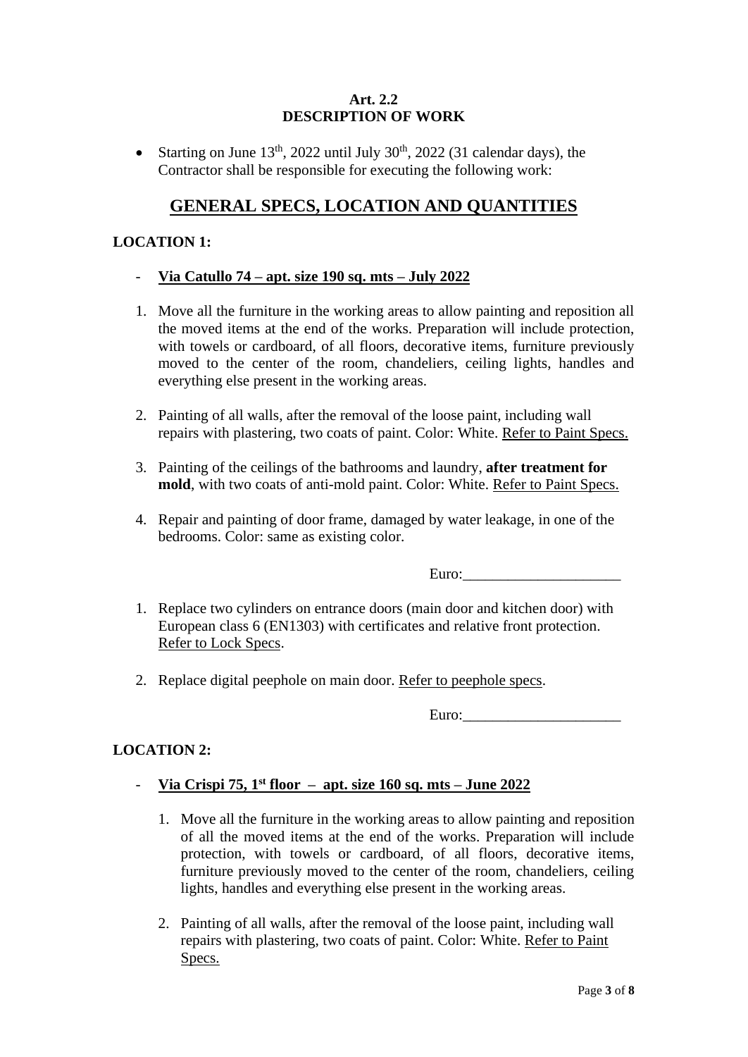**Art. 2.2**
**DESCRIPTION OF WORK**

- Starting on June 13th, 2022 until July 30th, 2022 (31 calendar days), the Contractor shall be responsible for executing the following work:

## GENERAL SPECS, LOCATION AND QUANTITIES

**LOCATION 1:**

- **Via Catullo 74 – apt. size 190 sq. mts – July 2022**

1. Move all the furniture in the working areas to allow painting and reposition all the moved items at the end of the works. Preparation will include protection, with towels or cardboard, of all floors, decorative items, furniture previously moved to the center of the room, chandeliers, ceiling lights, handles and everything else present in the working areas.

2. Painting of all walls, after the removal of the loose paint, including wall repairs with plastering, two coats of paint. Color: White. Refer to Paint Specs.

3. Painting of the ceilings of the bathrooms and laundry, **after treatment for mold**, with two coats of anti-mold paint. Color: White. Refer to Paint Specs.

4. Repair and painting of door frame, damaged by water leakage, in one of the bedrooms. Color: same as existing color.

Euro:_____________________

1. Replace two cylinders on entrance doors (main door and kitchen door) with European class 6 (EN1303) with certificates and relative front protection. Refer to Lock Specs.

2. Replace digital peephole on main door. Refer to peephole specs.

Euro:_____________________

**LOCATION 2:**

- **Via Crispi 75, 1st floor – apt. size 160 sq. mts – June 2022**

1. Move all the furniture in the working areas to allow painting and reposition of all the moved items at the end of the works. Preparation will include protection, with towels or cardboard, of all floors, decorative items, furniture previously moved to the center of the room, chandeliers, ceiling lights, handles and everything else present in the working areas.

2. Painting of all walls, after the removal of the loose paint, including wall repairs with plastering, two coats of paint. Color: White. Refer to Paint Specs.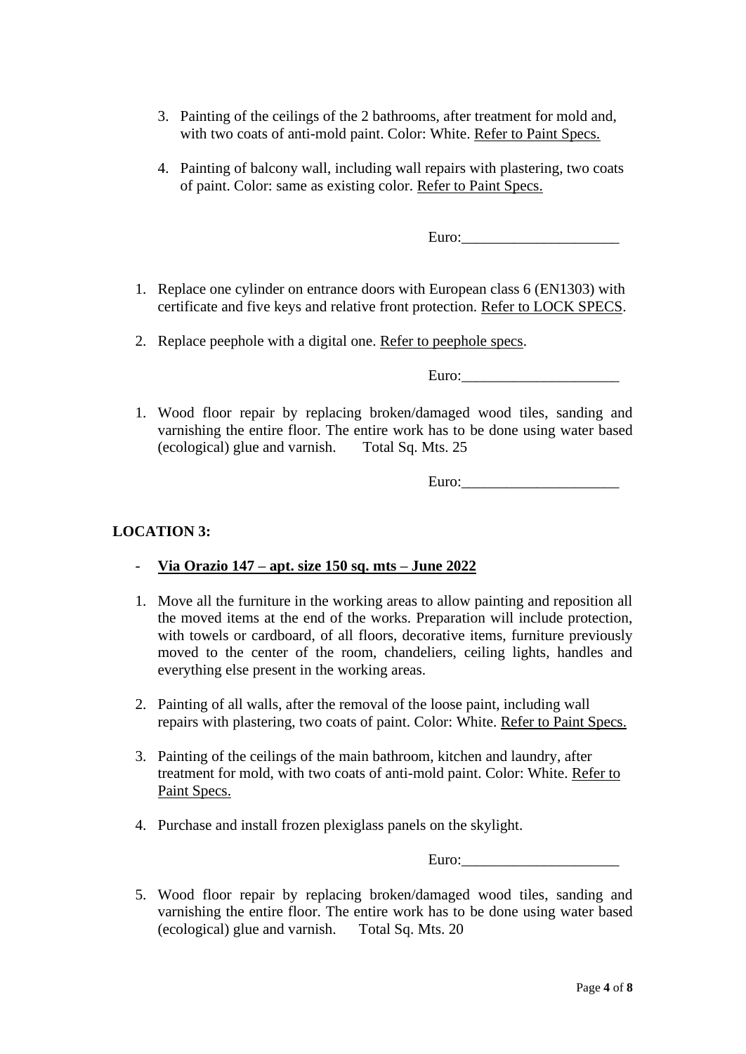3. Painting of the ceilings of the 2 bathrooms, after treatment for mold and, with two coats of anti-mold paint. Color: White. Refer to Paint Specs.

4. Painting of balcony wall, including wall repairs with plastering, two coats of paint. Color: same as existing color. Refer to Paint Specs.

Euro:_____________________

1. Replace one cylinder on entrance doors with European class 6 (EN1303) with certificate and five keys and relative front protection. Refer to LOCK SPECS.

2. Replace peephole with a digital one. Refer to peephole specs.

Euro:_____________________

1. Wood floor repair by replacing broken/damaged wood tiles, sanding and varnishing the entire floor. The entire work has to be done using water based (ecological) glue and varnish. Total Sq. Mts. 25

Euro:_____________________

**LOCATION 3:**

- **Via Orazio 147 – apt. size 150 sq. mts – June 2022**

1. Move all the furniture in the working areas to allow painting and reposition all the moved items at the end of the works. Preparation will include protection, with towels or cardboard, of all floors, decorative items, furniture previously moved to the center of the room, chandeliers, ceiling lights, handles and everything else present in the working areas.

2. Painting of all walls, after the removal of the loose paint, including wall repairs with plastering, two coats of paint. Color: White. Refer to Paint Specs.

3. Painting of the ceilings of the main bathroom, kitchen and laundry, after treatment for mold, with two coats of anti-mold paint. Color: White. Refer to Paint Specs.

4. Purchase and install frozen plexiglass panels on the skylight.

Euro:_____________________

5. Wood floor repair by replacing broken/damaged wood tiles, sanding and varnishing the entire floor. The entire work has to be done using water based (ecological) glue and varnish. Total Sq. Mts. 20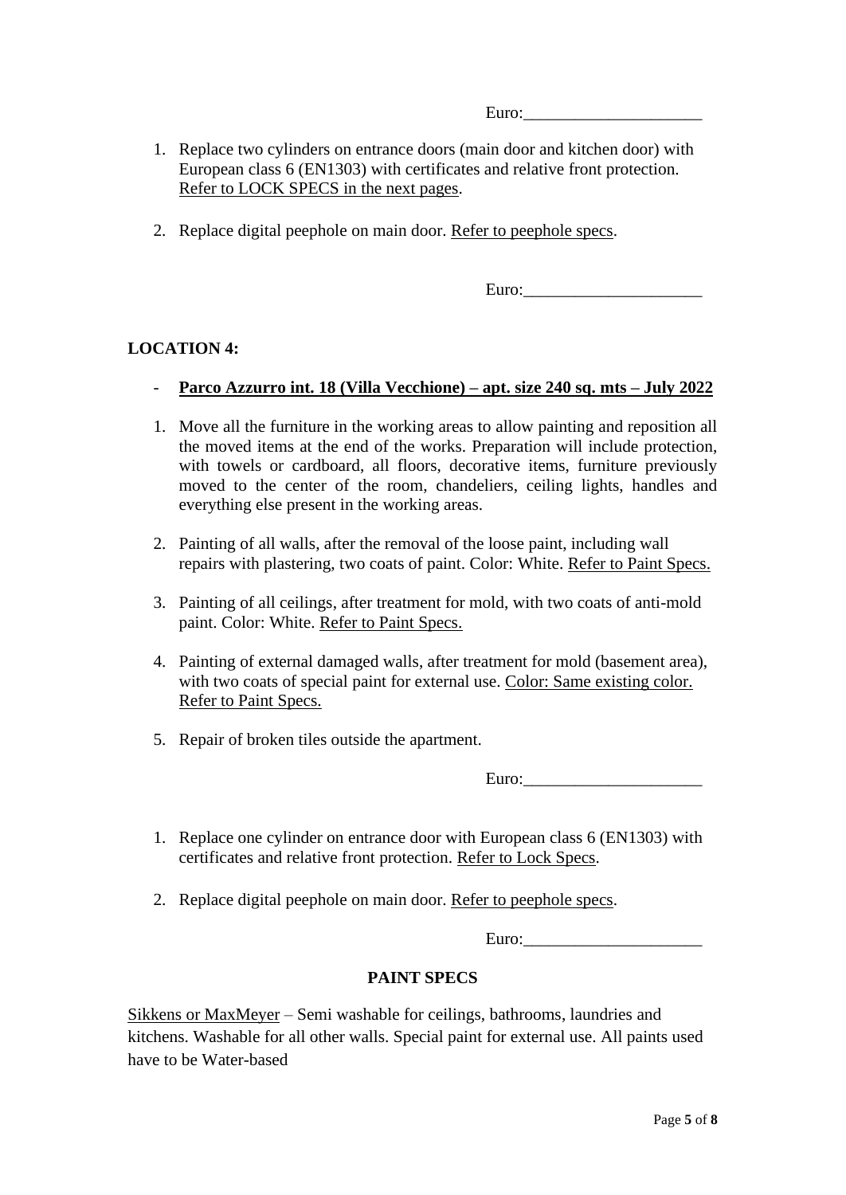Euro:\_\_\_\_\_\_\_\_\_\_\_\_\_\_\_\_\_\_\_\_\_

1. Replace two cylinders on entrance doors (main door and kitchen door) with European class 6 (EN1303) with certificates and relative front protection. <u>Refer to LOCK SPECS in the next pages</u>.

2. Replace digital peephole on main door. <u>Refer to peephole specs</u>.

Euro:\_\_\_\_\_\_\_\_\_\_\_\_\_\_\_\_\_\_\_\_\_

**LOCATION 4:**

- **<u>Parco Azzurro int. 18 (Villa Vecchione) – apt. size 240 sq. mts – July 2022</u>**

1. Move all the furniture in the working areas to allow painting and reposition all the moved items at the end of the works. Preparation will include protection, with towels or cardboard, all floors, decorative items, furniture previously moved to the center of the room, chandeliers, ceiling lights, handles and everything else present in the working areas.

2. Painting of all walls, after the removal of the loose paint, including wall repairs with plastering, two coats of paint. Color: White. <u>Refer to Paint Specs.</u>

3. Painting of all ceilings, after treatment for mold, with two coats of anti-mold paint. Color: White. <u>Refer to Paint Specs.</u>

4. Painting of external damaged walls, after treatment for mold (basement area), with two coats of special paint for external use. <u>Color: Same existing color. Refer to Paint Specs.</u>

5. Repair of broken tiles outside the apartment.

Euro:\_\_\_\_\_\_\_\_\_\_\_\_\_\_\_\_\_\_\_\_\_

1. Replace one cylinder on entrance door with European class 6 (EN1303) with certificates and relative front protection. <u>Refer to Lock Specs</u>.

2. Replace digital peephole on main door. <u>Refer to peephole specs</u>.

Euro:\_\_\_\_\_\_\_\_\_\_\_\_\_\_\_\_\_\_\_\_\_

**PAINT SPECS**

<u>Sikkens or MaxMeyer</u> – Semi washable for ceilings, bathrooms, laundries and kitchens. Washable for all other walls. Special paint for external use. All paints used have to be Water-based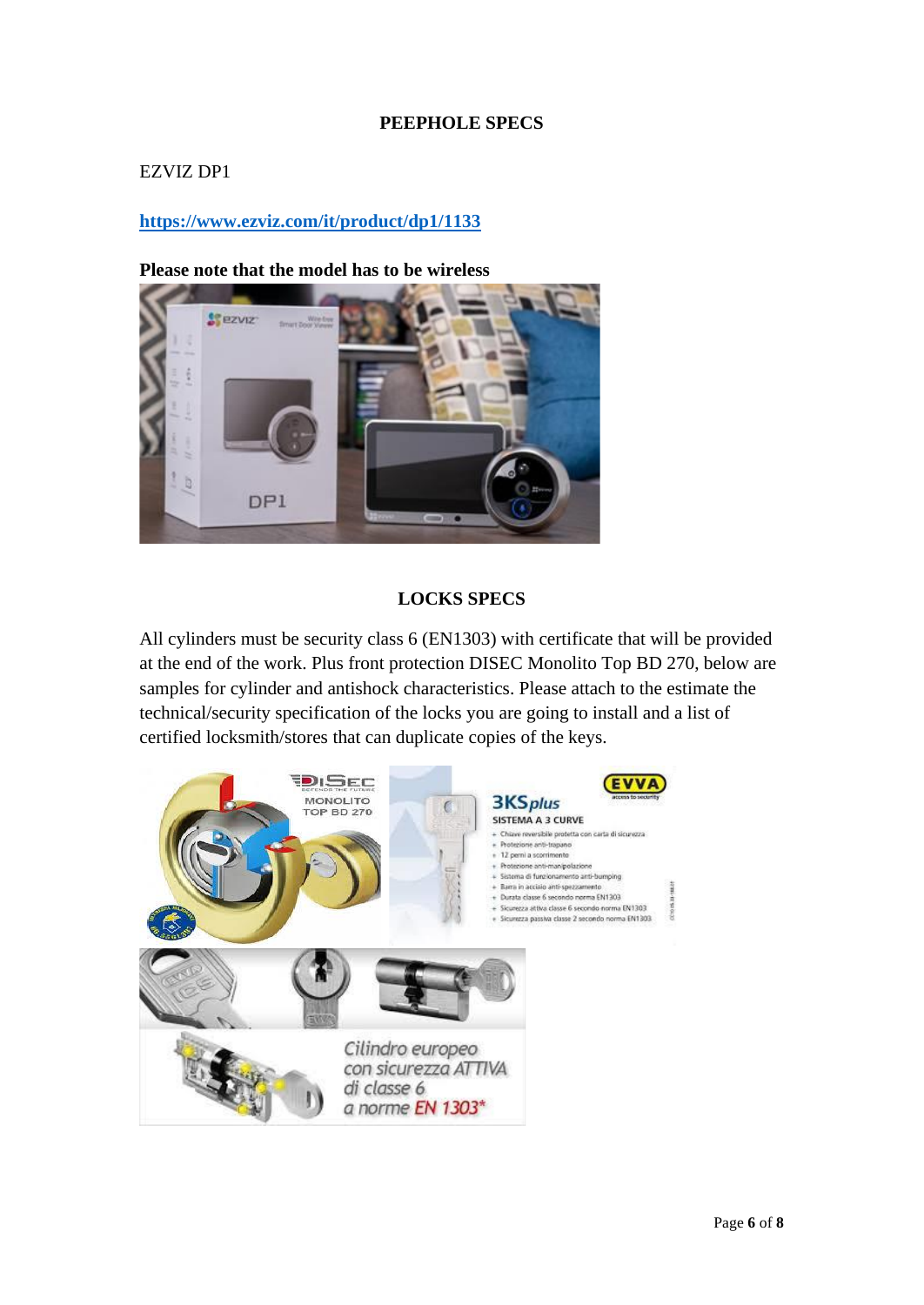## PEEPHOLE SPECS

EZVIZ DP1

[https://www.ezviz.com/it/product/dp1/1133](https://www.ezviz.com/it/product/dp1/1133)

**Please note that the model has to be wireless**

## LOCKS SPECS

All cylinders must be security class 6 (EN1303) with certificate that will be provided at the end of the work. Plus front protection DISEC Monolito Top BD 270, below are samples for cylinder and antishock characteristics. Please attach to the estimate the technical/security specification of the locks you are going to install and a list of certified locksmith/stores that can duplicate copies of the keys.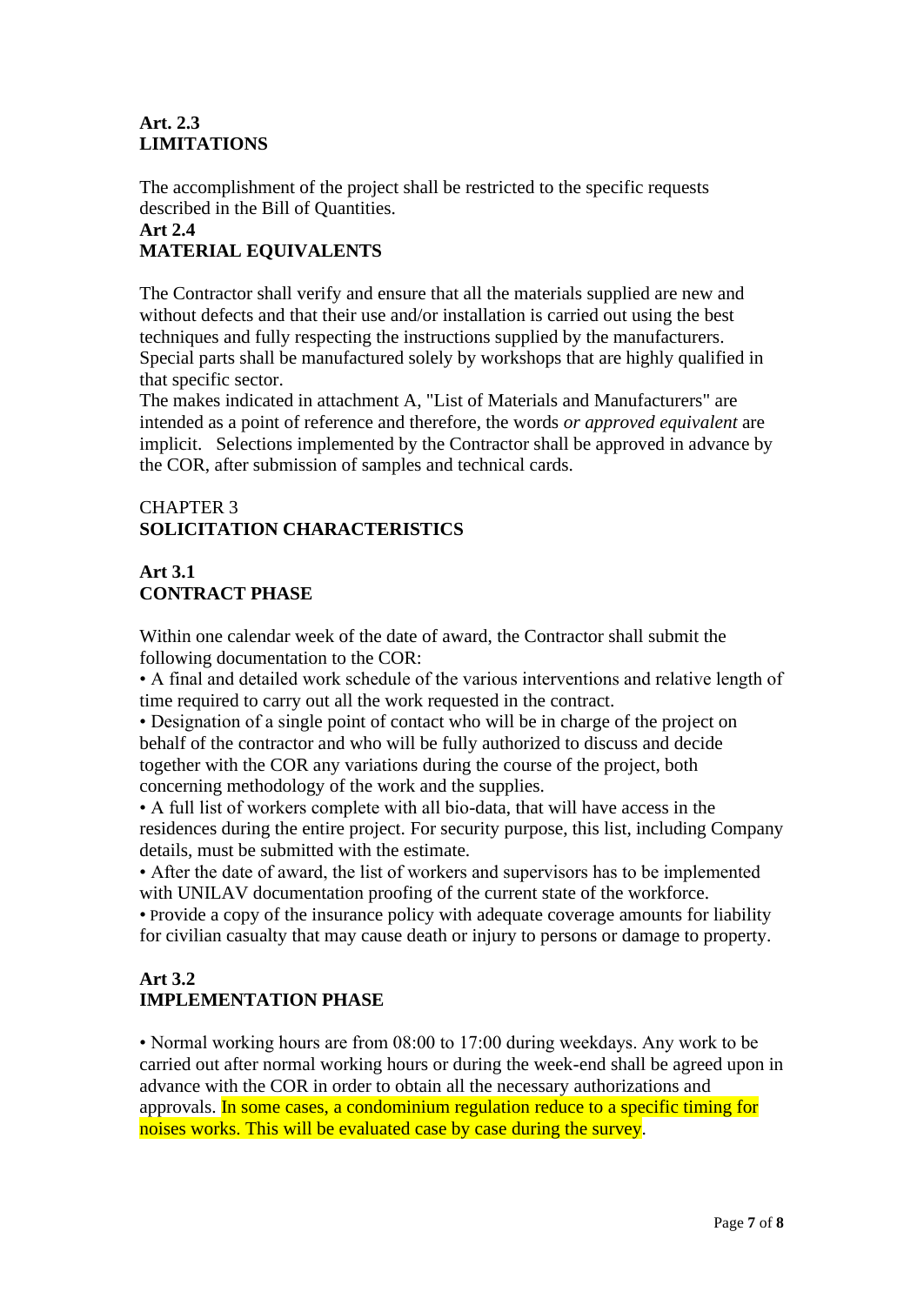**Art. 2.3**
**LIMITATIONS**

The accomplishment of the project shall be restricted to the specific requests described in the Bill of Quantities.

**Art 2.4**
**MATERIAL EQUIVALENTS**

The Contractor shall verify and ensure that all the materials supplied are new and without defects and that their use and/or installation is carried out using the best techniques and fully respecting the instructions supplied by the manufacturers. Special parts shall be manufactured solely by workshops that are highly qualified in that specific sector.

The makes indicated in attachment A, "List of Materials and Manufacturers" are intended as a point of reference and therefore, the words *or approved equivalent* are implicit. Selections implemented by the Contractor shall be approved in advance by the COR, after submission of samples and technical cards.

CHAPTER 3
**SOLICITATION CHARACTERISTICS**

**Art 3.1**
**CONTRACT PHASE**

Within one calendar week of the date of award, the Contractor shall submit the following documentation to the COR:

- A final and detailed work schedule of the various interventions and relative length of time required to carry out all the work requested in the contract.
- Designation of a single point of contact who will be in charge of the project on behalf of the contractor and who will be fully authorized to discuss and decide together with the COR any variations during the course of the project, both concerning methodology of the work and the supplies.
- A full list of workers complete with all bio-data, that will have access in the residences during the entire project. For security purpose, this list, including Company details, must be submitted with the estimate.
- After the date of award, the list of workers and supervisors has to be implemented with UNILAV documentation proofing of the current state of the workforce.
- Provide a copy of the insurance policy with adequate coverage amounts for liability for civilian casualty that may cause death or injury to persons or damage to property.

**Art 3.2**
**IMPLEMENTATION PHASE**

- Normal working hours are from 08:00 to 17:00 during weekdays. Any work to be carried out after normal working hours or during the week-end shall be agreed upon in advance with the COR in order to obtain all the necessary authorizations and approvals. In some cases, a condominium regulation reduce to a specific timing for noises works. This will be evaluated case by case during the survey.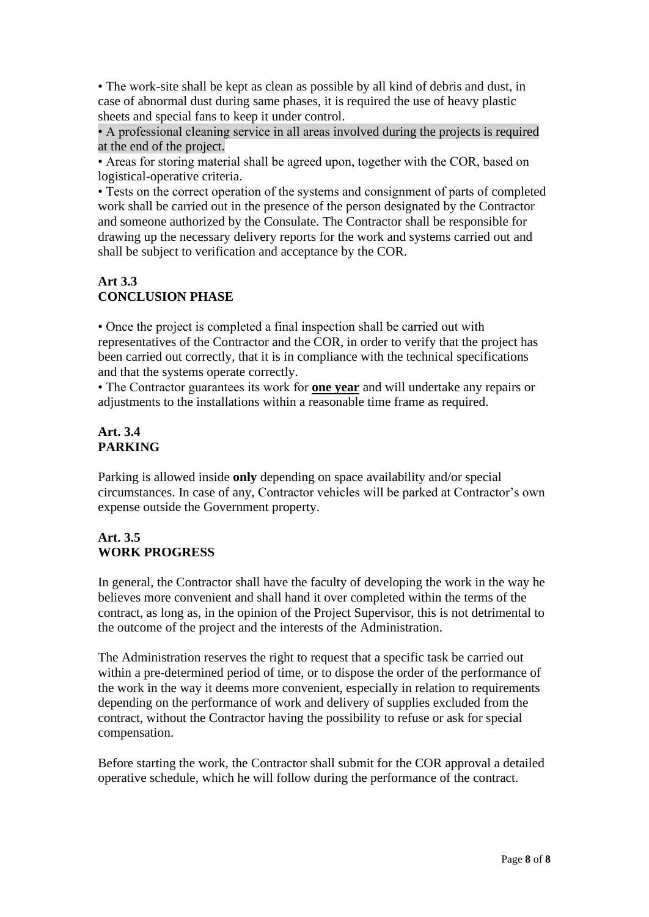• The work-site shall be kept as clean as possible by all kind of debris and dust, in case of abnormal dust during same phases, it is required the use of heavy plastic sheets and special fans to keep it under control.

• A professional cleaning service in all areas involved during the projects is required at the end of the project.

• Areas for storing material shall be agreed upon, together with the COR, based on logistical-operative criteria.

• Tests on the correct operation of the systems and consignment of parts of completed work shall be carried out in the presence of the person designated by the Contractor and someone authorized by the Consulate. The Contractor shall be responsible for drawing up the necessary delivery reports for the work and systems carried out and shall be subject to verification and acceptance by the COR.

### Art 3.3
### CONCLUSION PHASE

• Once the project is completed a final inspection shall be carried out with representatives of the Contractor and the COR, in order to verify that the project has been carried out correctly, that it is in compliance with the technical specifications and that the systems operate correctly.

• The Contractor guarantees its work for **one year** and will undertake any repairs or adjustments to the installations within a reasonable time frame as required.

### Art. 3.4
### PARKING

Parking is allowed inside **only** depending on space availability and/or special circumstances. In case of any, Contractor vehicles will be parked at Contractor's own expense outside the Government property.

### Art. 3.5
### WORK PROGRESS

In general, the Contractor shall have the faculty of developing the work in the way he believes more convenient and shall hand it over completed within the terms of the contract, as long as, in the opinion of the Project Supervisor, this is not detrimental to the outcome of the project and the interests of the Administration.

The Administration reserves the right to request that a specific task be carried out within a pre-determined period of time, or to dispose the order of the performance of the work in the way it deems more convenient, especially in relation to requirements depending on the performance of work and delivery of supplies excluded from the contract, without the Contractor having the possibility to refuse or ask for special compensation.

Before starting the work, the Contractor shall submit for the COR approval a detailed operative schedule, which he will follow during the performance of the contract.